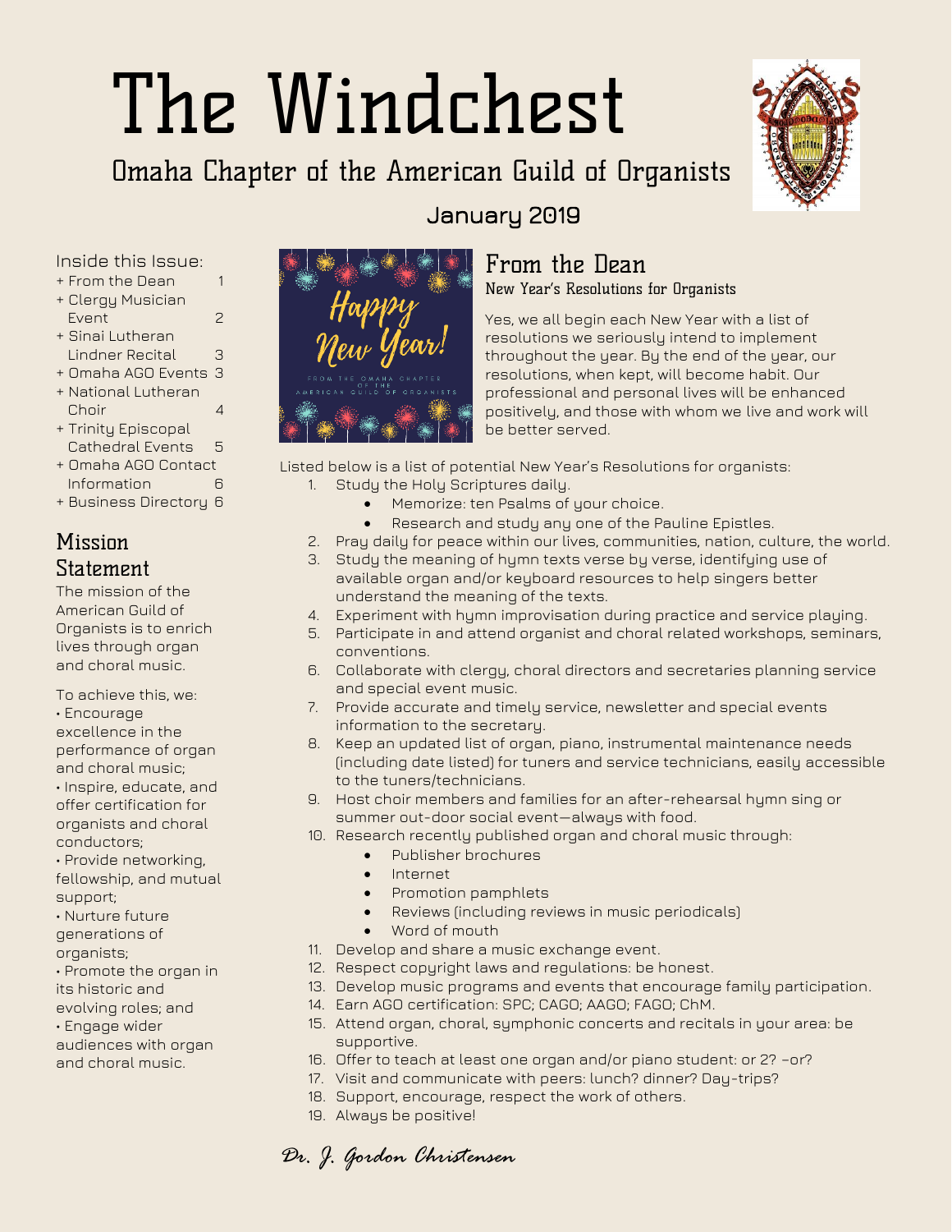# The Windchest

## Omaha Chapter of the American Guild of Organists

### January 2019

Inside this Issue:

- + From the Dean 1
- + Clergy Musician Event 2
- + Sinai Lutheran Lindner Recital 3
- + Omaha AGO Events 3
- + National Lutheran Choir 4
- + Trinity Episcopal Cathedral Events 5
- + Omaha AGO Contact Information 6
- + Business Directory 6

## Mission Statement

The mission of the American Guild of Organists is to enrich lives through organ and choral music.

To achieve this, we:

- • Encourage excellence in the performance of organ and choral music;
- • Inspire, educate, and offer certification for organists and choral conductors;
- • Provide networking, fellowship, and mutual support;
- • Nurture future generations of organists;
- • Promote the organ in its historic and evolving roles; and
- • Engage wider audiences with organ and choral music.

Happy New Year!

FROM THE OMAHA CHAPTER OF THE AMERICAN GUILD OF ORGANISTS

## From the Dean

### New Year's Resolutions for Organists

Yes, we all begin each New Year with a list of resolutions we seriously intend to implement throughout the year. By the end of the year, our resolutions, when kept, will become habit. Our professional and personal lives will be enhanced positively, and those with whom we live and work will be better served.

Listed below is a list of potential New Year's Resolutions for organists:

1. Study the Holy Scriptures daily.
   - Memorize: ten Psalms of your choice.
   - Research and study any one of the Pauline Epistles.
2. Pray daily for peace within our lives, communities, nation, culture, the world.
3. Study the meaning of hymn texts verse by verse, identifying use of available organ and/or keyboard resources to help singers better understand the meaning of the texts.
4. Experiment with hymn improvisation during practice and service playing.
5. Participate in and attend organist and choral related workshops, seminars, conventions.
6. Collaborate with clergy, choral directors and secretaries planning service and special event music.
7. Provide accurate and timely service, newsletter and special events information to the secretary.
8. Keep an updated list of organ, piano, instrumental maintenance needs (including date listed) for tuners and service technicians, easily accessible to the tuners/technicians.
9. Host choir members and families for an after-rehearsal hymn sing or summer out-door social event—always with food.
10. Research recently published organ and choral music through:
    - Publisher brochures
    - Internet
    - Promotion pamphlets
    - Reviews (including reviews in music periodicals)
    - Word of mouth
11. Develop and share a music exchange event.
12. Respect copyright laws and regulations: be honest.
13. Develop music programs and events that encourage family participation.
14. Earn AGO certification: SPC; CAGO; AAGO; FAGO; ChM.
15. Attend organ, choral, symphonic concerts and recitals in your area: be supportive.
16. Offer to teach at least one organ and/or piano student: or 2? –or?
17. Visit and communicate with peers: lunch? dinner? Day-trips?
18. Support, encourage, respect the work of others.
19. Always be positive!

*Dr. J. Gordon Christensen*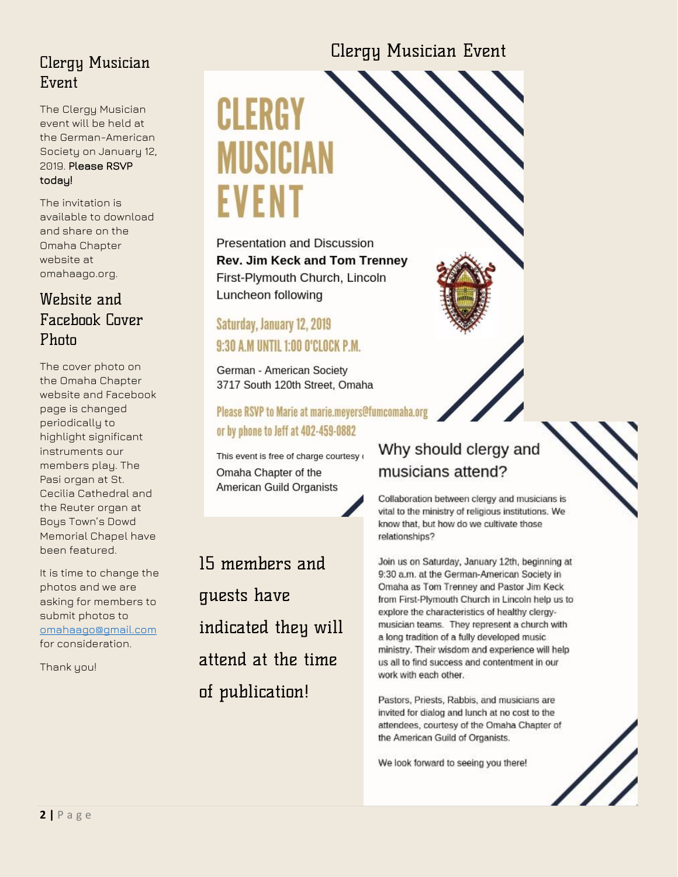## Clergy Musician Event

The Clergy Musician event will be held at the German-American Society on January 12, 2019. **Please RSVP today!**

The invitation is available to download and share on the Omaha Chapter website at omahaago.org.

## Website and Facebook Cover Photo

The cover photo on the Omaha Chapter website and Facebook page is changed periodically to highlight significant instruments our members play. The Pasi organ at St. Cecilia Cathedral and the Reuter organ at Boys Town's Dowd Memorial Chapel have been featured.

It is time to change the photos and we are asking for members to submit photos to omahaago@gmail.com for consideration.

Thank you!

## Clergy Musician Event

# CLERGY MUSICIAN EVENT

Presentation and Discussion
**Rev. Jim Keck and Tom Trenney**
First-Plymouth Church, Lincoln
Luncheon following

### Saturday, January 12, 2019
### 9:30 A.M UNTIL 1:00 O'CLOCK P.M.

German - American Society
3717 South 120th Street, Omaha

**Please RSVP to Marie at marie.meyers@fumcomaha.org or by phone to Jeff at 402-459-0882**

This event is free of charge courtesy of the Omaha Chapter of the American Guild Organists

### Why should clergy and musicians attend?

Collaboration between clergy and musicians is vital to the ministry of religious institutions. We know that, but how do we cultivate those relationships?

Join us on Saturday, January 12th, beginning at 9:30 a.m. at the German-American Society in Omaha as Tom Trenney and Pastor Jim Keck from First-Plymouth Church in Lincoln help us to explore the characteristics of healthy clergy-musician teams. They represent a church with a long tradition of a fully developed music ministry. Their wisdom and experience will help us all to find success and contentment in our work with each other.

Pastors, Priests, Rabbis, and musicians are invited for dialog and lunch at no cost to the attendees, courtesy of the Omaha Chapter of the American Guild of Organists.

We look forward to seeing you there!

15 members and guests have indicated they will attend at the time of publication!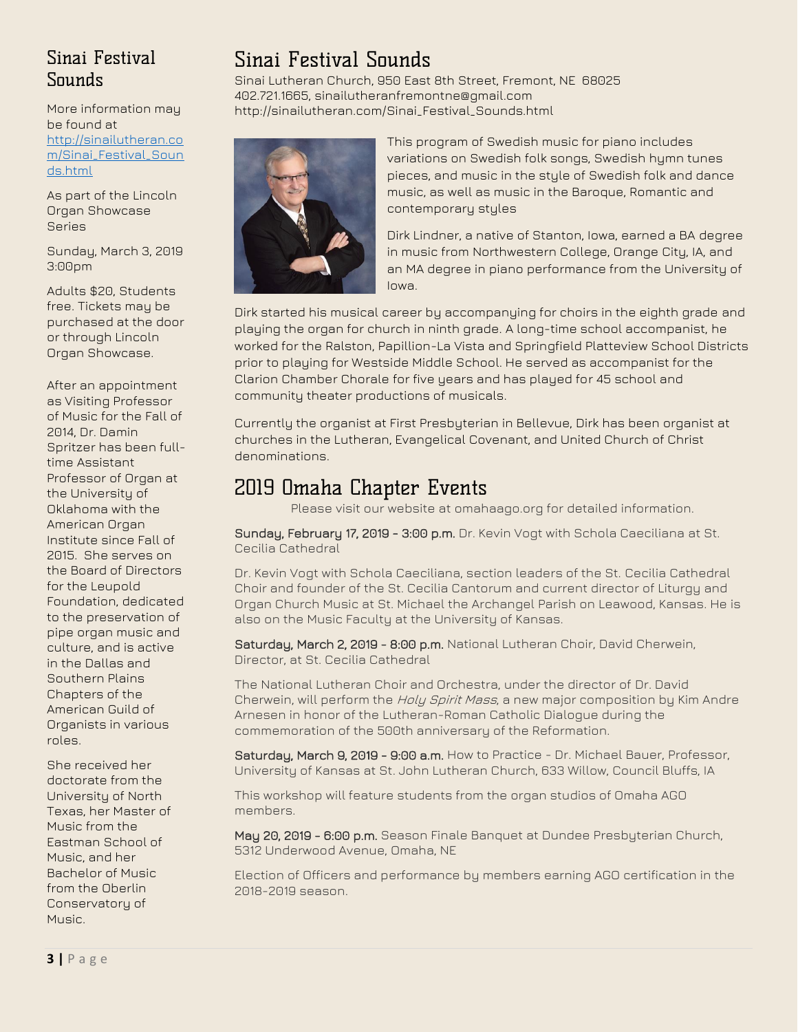## Sinai Festival Sounds

More information may be found at [http://sinailutheran.com/Sinai_Festival_Sounds.html](http://sinailutheran.com/Sinai_Festival_Sounds.html)

As part of the Lincoln Organ Showcase Series

Sunday, March 3, 2019 3:00pm

Adults $20, Students free. Tickets may be purchased at the door or through Lincoln Organ Showcase.

After an appointment as Visiting Professor of Music for the Fall of 2014, Dr. Damin Spritzer has been full-time Assistant Professor of Organ at the University of Oklahoma with the American Organ Institute since Fall of 2015. She serves on the Board of Directors for the Leupold Foundation, dedicated to the preservation of pipe organ music and culture, and is active in the Dallas and Southern Plains Chapters of the American Guild of Organists in various roles.

She received her doctorate from the University of North Texas, her Master of Music from the Eastman School of Music, and her Bachelor of Music from the Oberlin Conservatory of Music.

# Sinai Festival Sounds

Sinai Lutheran Church, 950 East 8th Street, Fremont, NE 68025
402.721.1665, sinailutheranfremontne@gmail.com
http://sinailutheran.com/Sinai_Festival_Sounds.html

This program of Swedish music for piano includes variations on Swedish folk songs, Swedish hymn tunes pieces, and music in the style of Swedish folk and dance music, as well as music in the Baroque, Romantic and contemporary styles

Dirk Lindner, a native of Stanton, Iowa, earned a BA degree in music from Northwestern College, Orange City, IA, and an MA degree in piano performance from the University of Iowa.

Dirk started his musical career by accompanying for choirs in the eighth grade and playing the organ for church in ninth grade. A long-time school accompanist, he worked for the Ralston, Papillion-La Vista and Springfield Platteview School Districts prior to playing for Westside Middle School. He served as accompanist for the Clarion Chamber Chorale for five years and has played for 45 school and community theater productions of musicals.

Currently the organist at First Presbyterian in Bellevue, Dirk has been organist at churches in the Lutheran, Evangelical Covenant, and United Church of Christ denominations.

# 2019 Omaha Chapter Events

Please visit our website at omahaago.org for detailed information.

**Sunday, February 17, 2019 - 3:00 p.m.** Dr. Kevin Vogt with Schola Caeciliana at St. Cecilia Cathedral

Dr. Kevin Vogt with Schola Caeciliana, section leaders of the St. Cecilia Cathedral Choir and founder of the St. Cecilia Cantorum and current director of Liturgy and Organ Church Music at St. Michael the Archangel Parish on Leawood, Kansas. He is also on the Music Faculty at the University of Kansas.

**Saturday, March 2, 2019 - 8:00 p.m.** National Lutheran Choir, David Cherwein, Director, at St. Cecilia Cathedral

The National Lutheran Choir and Orchestra, under the director of Dr. David Cherwein, will perform the *Holy Spirit Mass*, a new major composition by Kim Andre Arnesen in honor of the Lutheran-Roman Catholic Dialogue during the commemoration of the 500th anniversary of the Reformation.

**Saturday, March 9, 2019 - 9:00 a.m.** How to Practice - Dr. Michael Bauer, Professor, University of Kansas at St. John Lutheran Church, 633 Willow, Council Bluffs, IA

This workshop will feature students from the organ studios of Omaha AGO members.

**May 20, 2019 - 6:00 p.m.** Season Finale Banquet at Dundee Presbyterian Church, 5312 Underwood Avenue, Omaha, NE

Election of Officers and performance by members earning AGO certification in the 2018-2019 season.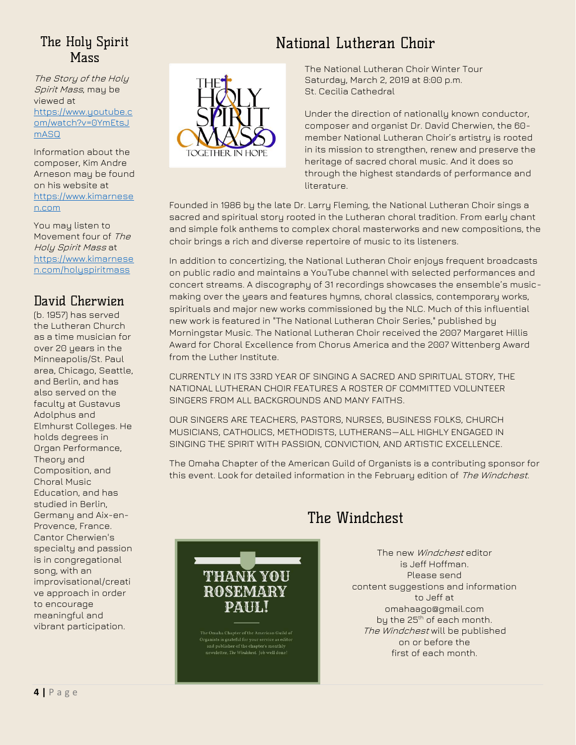## The Holy Spirit Mass

*The Story of the Holy Spirit Mass*, may be viewed at https://www.youtube.com/watch?v=0YmEtsJmASQ

Information about the composer, Kim Andre Arneson may be found on his website at https://www.kimarnesen.com

You may listen to Movement four of *The Holy Spirit Mass* at https://www.kimarnesen.com/holyspiritmass

## David Cherwien

(b. 1957) has served the Lutheran Church as a time musician for over 20 years in the Minneapolis/St. Paul area, Chicago, Seattle, and Berlin, and has also served on the faculty at Gustavus Adolphus and Elmhurst Colleges. He holds degrees in Organ Performance, Theory and Composition, and Choral Music Education, and has studied in Berlin, Germany and Aix-en-Provence, France. Cantor Cherwien's specialty and passion is in congregational song, with an improvisational/creative approach in order to encourage meaningful and vibrant participation.

## National Lutheran Choir

The National Lutheran Choir Winter Tour
Saturday, March 2, 2019 at 8:00 p.m.
St. Cecilia Cathedral

Under the direction of nationally known conductor, composer and organist Dr. David Cherwien, the 60-member National Lutheran Choir's artistry is rooted in its mission to strengthen, renew and preserve the heritage of sacred choral music. And it does so through the highest standards of performance and literature.

Founded in 1986 by the late Dr. Larry Fleming, the National Lutheran Choir sings a sacred and spiritual story rooted in the Lutheran choral tradition. From early chant and simple folk anthems to complex choral masterworks and new compositions, the choir brings a rich and diverse repertoire of music to its listeners.

In addition to concertizing, the National Lutheran Choir enjoys frequent broadcasts on public radio and maintains a YouTube channel with selected performances and concert streams. A discography of 31 recordings showcases the ensemble's music-making over the years and features hymns, choral classics, contemporary works, spirituals and major new works commissioned by the NLC. Much of this influential new work is featured in "The National Lutheran Choir Series," published by Morningstar Music. The National Lutheran Choir received the 2007 Margaret Hillis Award for Choral Excellence from Chorus America and the 2007 Wittenberg Award from the Luther Institute.

CURRENTLY IN ITS 33RD YEAR OF SINGING A SACRED AND SPIRITUAL STORY, THE NATIONAL LUTHERAN CHOIR FEATURES A ROSTER OF COMMITTED VOLUNTEER SINGERS FROM ALL BACKGROUNDS AND MANY FAITHS.

OUR SINGERS ARE TEACHERS, PASTORS, NURSES, BUSINESS FOLKS, CHURCH MUSICIANS, CATHOLICS, METHODISTS, LUTHERANS—ALL HIGHLY ENGAGED IN SINGING THE SPIRIT WITH PASSION, CONVICTION, AND ARTISTIC EXCELLENCE.

The Omaha Chapter of the American Guild of Organists is a contributing sponsor for this event. Look for detailed information in the February edition of *The Windchest*.

## The Windchest

THANK YOU ROSEMARY PAUL!

The Omaha Chapter of the American Guild of Organists is grateful for your service as editor and publisher of the chapter's monthly newsletter, *The Windchest*. Job well done!

The new *Windchest* editor is Jeff Hoffman.
Please send content suggestions and information to Jeff at omahaago@gmail.com by the 25th of each month.
*The Windchest* will be published on or before the first of each month.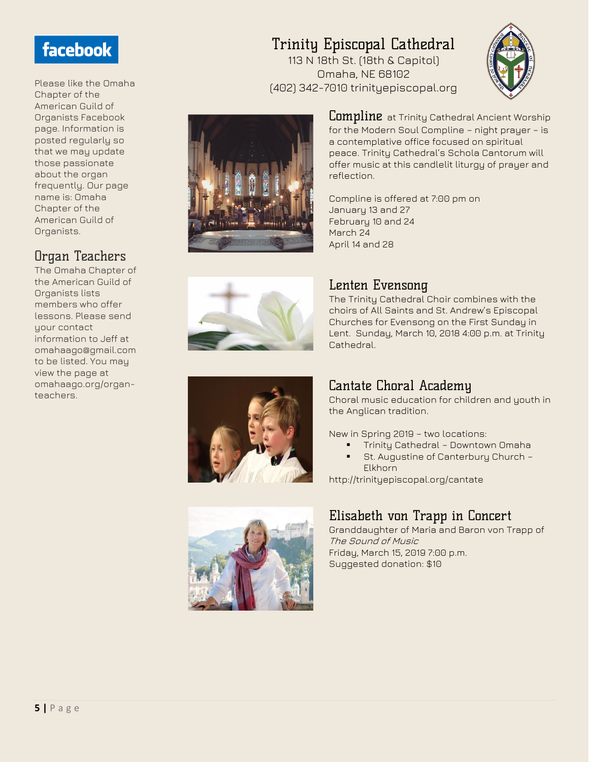**facebook**

Please like the Omaha Chapter of the American Guild of Organists Facebook page. Information is posted regularly so that we may update those passionate about the organ frequently. Our page name is: Omaha Chapter of the American Guild of Organists.

## Organ Teachers

The Omaha Chapter of the American Guild of Organists lists members who offer lessons. Please send your contact information to Jeff at omahaago@gmail.com to be listed. You may view the page at omahaago.org/organ-teachers.

# Trinity Episcopal Cathedral

113 N 18th St. (18th & Capitol)
Omaha, NE 68102
(402) 342-7010 trinityepiscopal.org

## Compline

at Trinity Cathedral Ancient Worship for the Modern Soul Compline – night prayer – is a contemplative office focused on spiritual peace. Trinity Cathedral's Schola Cantorum will offer music at this candlelit liturgy of prayer and reflection.

Compline is offered at 7:00 pm on
January 13 and 27
February 10 and 24
March 24
April 14 and 28

## Lenten Evensong

The Trinity Cathedral Choir combines with the choirs of All Saints and St. Andrew's Episcopal Churches for Evensong on the First Sunday in Lent. Sunday, March 10, 2018 4:00 p.m. at Trinity Cathedral.

## Cantate Choral Academy

Choral music education for children and youth in the Anglican tradition.

New in Spring 2019 – two locations:

- Trinity Cathedral – Downtown Omaha
- St. Augustine of Canterbury Church – Elkhorn

http://trinityepiscopal.org/cantate

## Elisabeth von Trapp in Concert

Granddaughter of Maria and Baron von Trapp of *The Sound of Music*
Friday, March 15, 2019 7:00 p.m.
Suggested donation: $10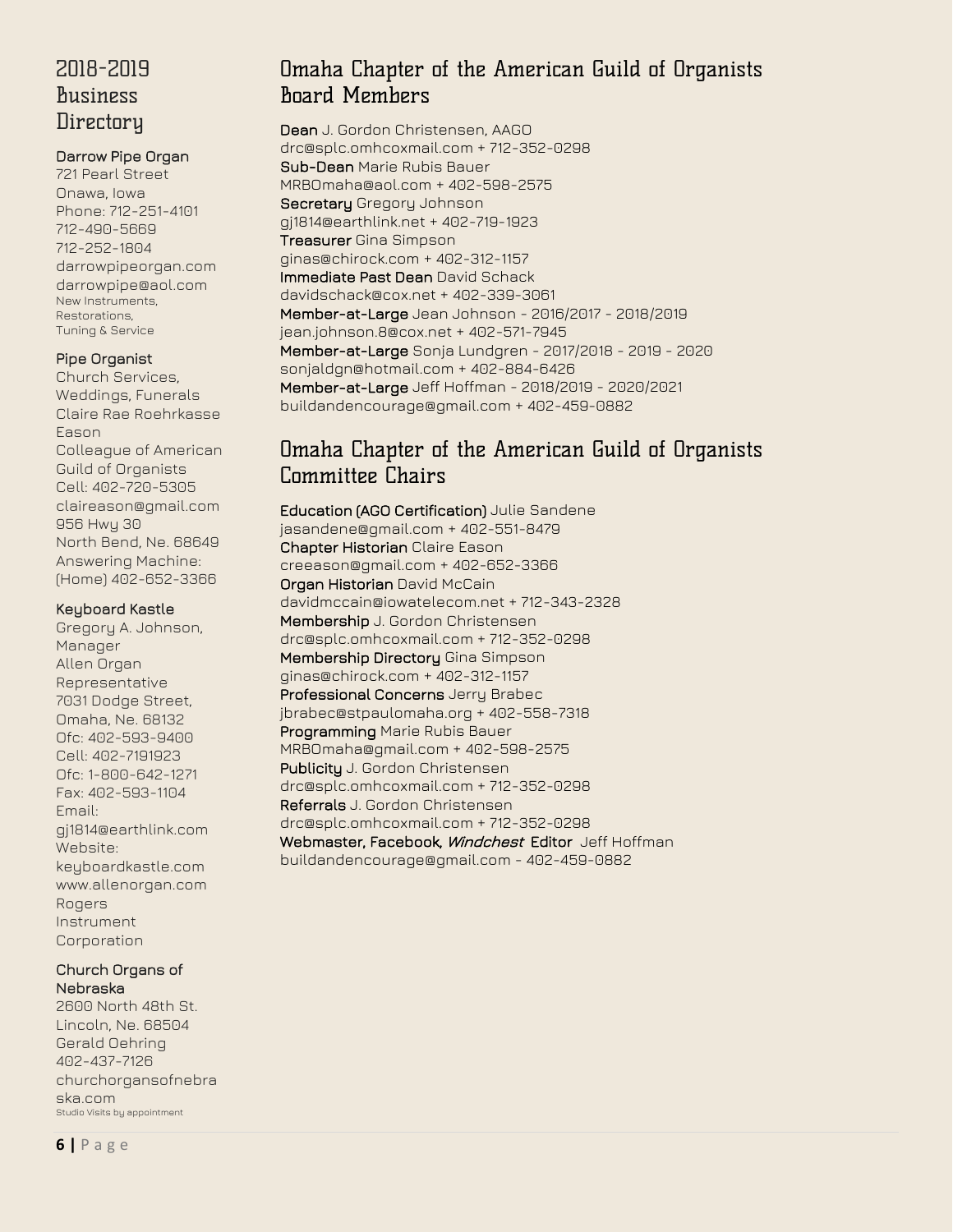## 2018-2019 Business Directory

**Darrow Pipe Organ**
721 Pearl Street
Onawa, Iowa
Phone: 712-251-4101
712-490-5669
712-252-1804
darrowpipeorgan.com
darrowpipe@aol.com
New Instruments,
Restorations,
Tuning & Service

**Pipe Organist**
Church Services,
Weddings, Funerals
Claire Rae Roehrkasse Eason
Colleague of American Guild of Organists
Cell: 402-720-5305
claireason@gmail.com
956 Hwy 30
North Bend, Ne. 68649
Answering Machine:
(Home) 402-652-3366

**Keyboard Kastle**
Gregory A. Johnson, Manager
Allen Organ Representative
7031 Dodge Street,
Omaha, Ne. 68132
Ofc: 402-593-9400
Cell: 402-7191923
Ofc: 1-800-642-1271
Fax: 402-593-1104
Email:
gj1814@earthlink.com
Website:
keyboardkastle.com
www.allenorgan.com
Rogers Instrument Corporation

**Church Organs of Nebraska**
2600 North 48th St.
Lincoln, Ne. 68504
Gerald Oehring
402-437-7126
churchorgansofnebraska.com
Studio Visits by appointment

## Omaha Chapter of the American Guild of Organists Board Members

**Dean** J. Gordon Christensen, AAGO
drc@splc.omhcoxmail.com + 712-352-0298
**Sub-Dean** Marie Rubis Bauer
MRBOmaha@aol.com + 402-598-2575
**Secretary** Gregory Johnson
gj1814@earthlink.net + 402-719-1923
**Treasurer** Gina Simpson
ginas@chirock.com + 402-312-1157
**Immediate Past Dean** David Schack
davidschack@cox.net + 402-339-3061
**Member-at-Large** Jean Johnson - 2016/2017 - 2018/2019
jean.johnson.8@cox.net + 402-571-7945
**Member-at-Large** Sonja Lundgren - 2017/2018 - 2019 - 2020
sonjaldgn@hotmail.com + 402-884-6426
**Member-at-Large** Jeff Hoffman - 2018/2019 - 2020/2021
buildandencourage@gmail.com + 402-459-0882

## Omaha Chapter of the American Guild of Organists Committee Chairs

**Education (AGO Certification)** Julie Sandene
jasandene@gmail.com + 402-551-8479
**Chapter Historian** Claire Eason
creeason@gmail.com + 402-652-3366
**Organ Historian** David McCain
davidmccain@iowatelecom.net + 712-343-2328
**Membership** J. Gordon Christensen
drc@splc.omhcoxmail.com + 712-352-0298
**Membership Directory** Gina Simpson
ginas@chirock.com + 402-312-1157
**Professional Concerns** Jerry Brabec
jbrabec@stpaulomaha.org + 402-558-7318
**Programming** Marie Rubis Bauer
MRBOmaha@gmail.com + 402-598-2575
**Publicity** J. Gordon Christensen
drc@splc.omhcoxmail.com + 712-352-0298
**Referrals** J. Gordon Christensen
drc@splc.omhcoxmail.com + 712-352-0298
**Webmaster, Facebook, *Windchest* Editor** Jeff Hoffman
buildandencourage@gmail.com - 402-459-0882